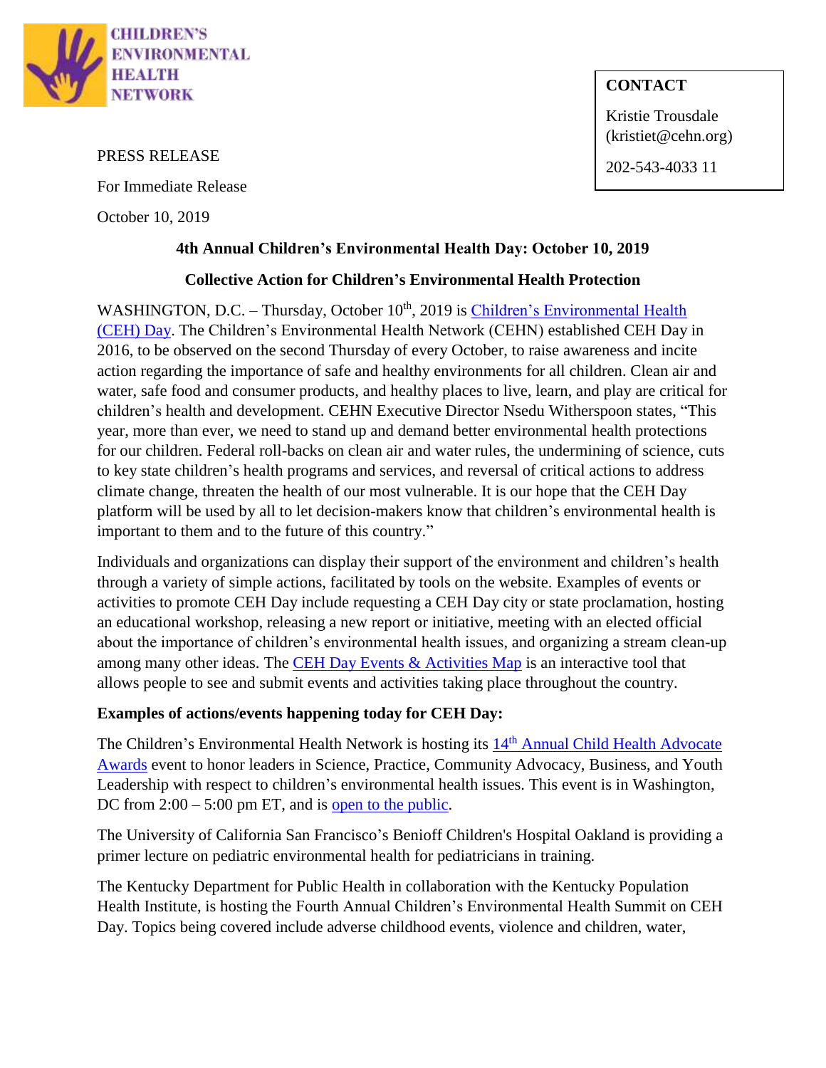CHILDREN'S ENVIRONMENTAL HEALTH NETWORK

**CONTACT**

Kristie Trousdale
(kristiet@cehn.org)

202-543-4033 11

PRESS RELEASE

For Immediate Release

October 10, 2019

**4th Annual Children's Environmental Health Day: October 10, 2019**

**Collective Action for Children's Environmental Health Protection**

WASHINGTON, D.C. – Thursday, October 10th, 2019 is Children's Environmental Health (CEH) Day. The Children's Environmental Health Network (CEHN) established CEH Day in 2016, to be observed on the second Thursday of every October, to raise awareness and incite action regarding the importance of safe and healthy environments for all children. Clean air and water, safe food and consumer products, and healthy places to live, learn, and play are critical for children's health and development. CEHN Executive Director Nsedu Witherspoon states, "This year, more than ever, we need to stand up and demand better environmental health protections for our children. Federal roll-backs on clean air and water rules, the undermining of science, cuts to key state children's health programs and services, and reversal of critical actions to address climate change, threaten the health of our most vulnerable. It is our hope that the CEH Day platform will be used by all to let decision-makers know that children's environmental health is important to them and to the future of this country."

Individuals and organizations can display their support of the environment and children's health through a variety of simple actions, facilitated by tools on the website. Examples of events or activities to promote CEH Day include requesting a CEH Day city or state proclamation, hosting an educational workshop, releasing a new report or initiative, meeting with an elected official about the importance of children's environmental health issues, and organizing a stream clean-up among many other ideas. The CEH Day Events & Activities Map is an interactive tool that allows people to see and submit events and activities taking place throughout the country.

**Examples of actions/events happening today for CEH Day:**

The Children's Environmental Health Network is hosting its 14th Annual Child Health Advocate Awards event to honor leaders in Science, Practice, Community Advocacy, Business, and Youth Leadership with respect to children's environmental health issues. This event is in Washington, DC from 2:00 – 5:00 pm ET, and is open to the public.

The University of California San Francisco's Benioff Children's Hospital Oakland is providing a primer lecture on pediatric environmental health for pediatricians in training.

The Kentucky Department for Public Health in collaboration with the Kentucky Population Health Institute, is hosting the Fourth Annual Children's Environmental Health Summit on CEH Day. Topics being covered include adverse childhood events, violence and children, water,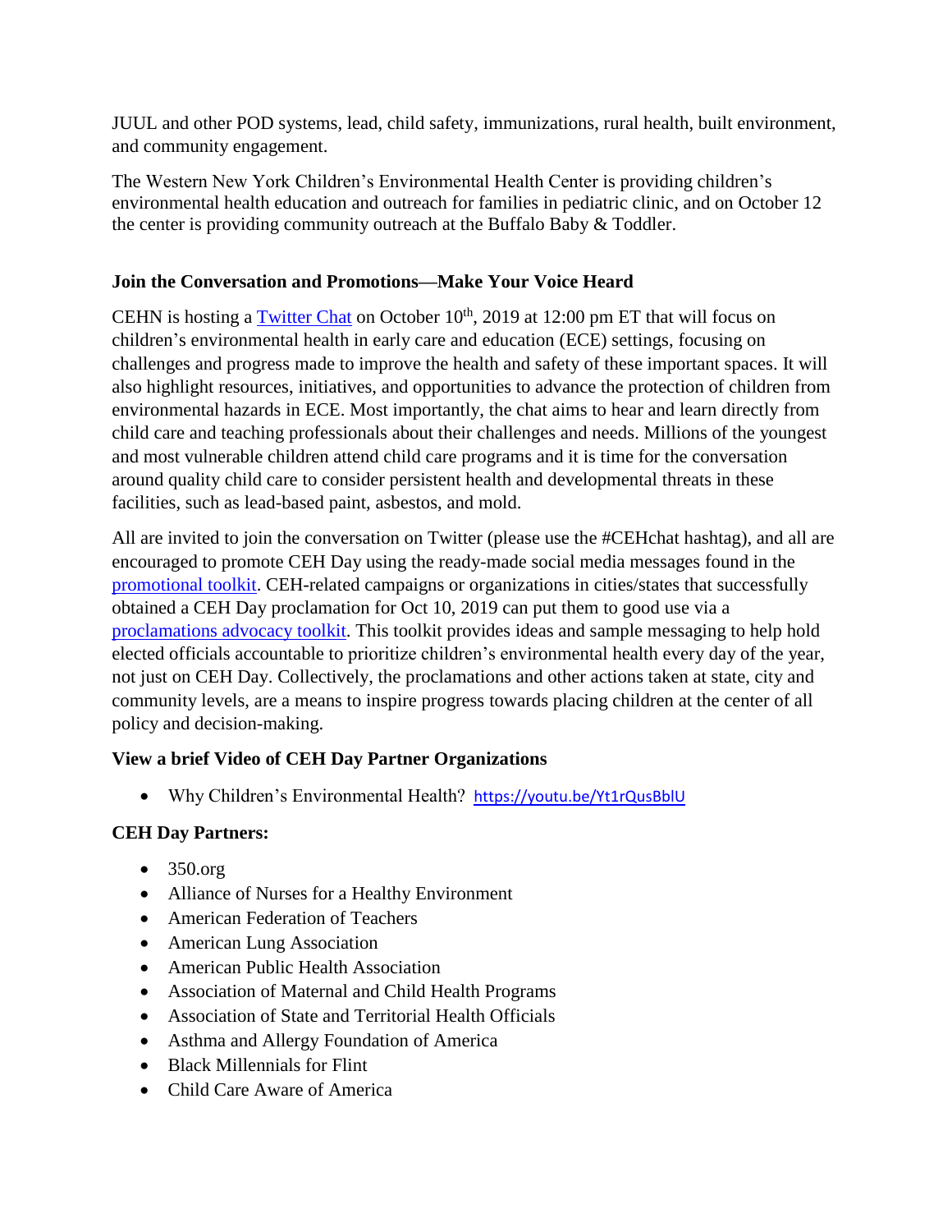JUUL and other POD systems, lead, child safety, immunizations, rural health, built environment, and community engagement.

The Western New York Children's Environmental Health Center is providing children's environmental health education and outreach for families in pediatric clinic, and on October 12 the center is providing community outreach at the Buffalo Baby & Toddler.

**Join the Conversation and Promotions—Make Your Voice Heard**

CEHN is hosting a [Twitter Chat]() on October 10th, 2019 at 12:00 pm ET that will focus on children's environmental health in early care and education (ECE) settings, focusing on challenges and progress made to improve the health and safety of these important spaces. It will also highlight resources, initiatives, and opportunities to advance the protection of children from environmental hazards in ECE. Most importantly, the chat aims to hear and learn directly from child care and teaching professionals about their challenges and needs. Millions of the youngest and most vulnerable children attend child care programs and it is time for the conversation around quality child care to consider persistent health and developmental threats in these facilities, such as lead-based paint, asbestos, and mold.

All are invited to join the conversation on Twitter (please use the #CEHchat hashtag), and all are encouraged to promote CEH Day using the ready-made social media messages found in the [promotional toolkit](). CEH-related campaigns or organizations in cities/states that successfully obtained a CEH Day proclamation for Oct 10, 2019 can put them to good use via a [proclamations advocacy toolkit](). This toolkit provides ideas and sample messaging to help hold elected officials accountable to prioritize children's environmental health every day of the year, not just on CEH Day. Collectively, the proclamations and other actions taken at state, city and community levels, are a means to inspire progress towards placing children at the center of all policy and decision-making.

**View a brief Video of CEH Day Partner Organizations**

- Why Children's Environmental Health? https://youtu.be/Yt1rQusBblU

**CEH Day Partners:**

- 350.org
- Alliance of Nurses for a Healthy Environment
- American Federation of Teachers
- American Lung Association
- American Public Health Association
- Association of Maternal and Child Health Programs
- Association of State and Territorial Health Officials
- Asthma and Allergy Foundation of America
- Black Millennials for Flint
- Child Care Aware of America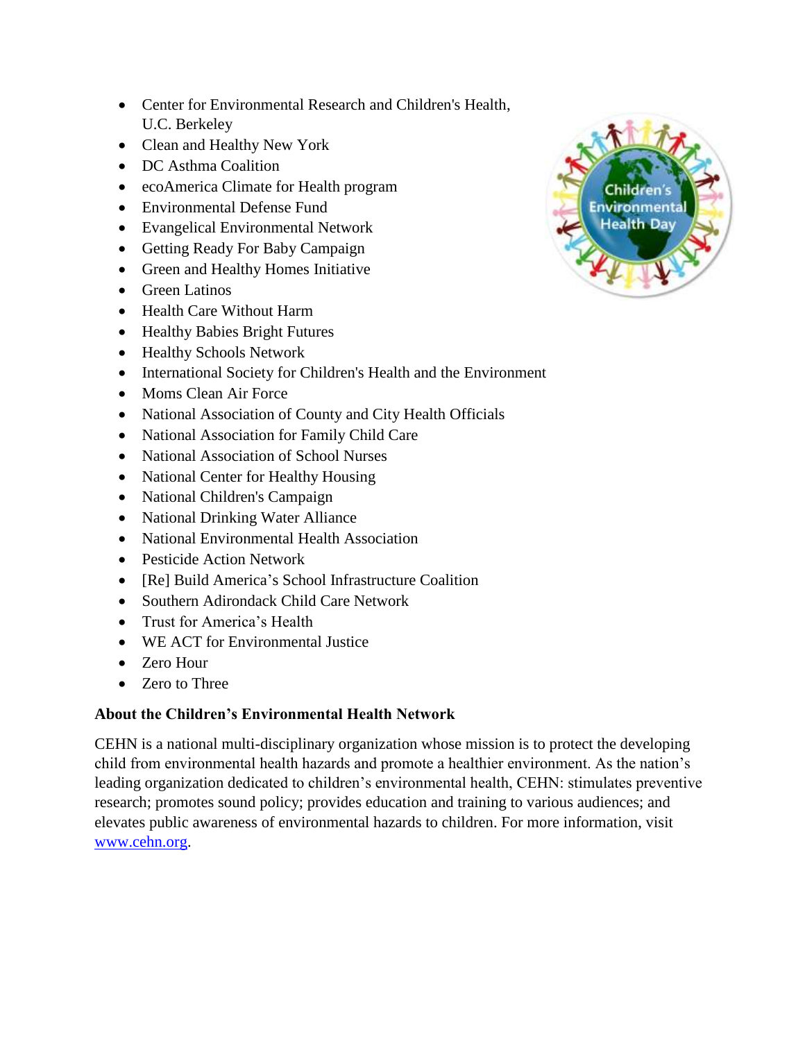- Center for Environmental Research and Children's Health, U.C. Berkeley
- Clean and Healthy New York
- DC Asthma Coalition
- ecoAmerica Climate for Health program
- Environmental Defense Fund
- Evangelical Environmental Network
- Getting Ready For Baby Campaign
- Green and Healthy Homes Initiative
- Green Latinos
- Health Care Without Harm
- Healthy Babies Bright Futures
- Healthy Schools Network
- International Society for Children's Health and the Environment
- Moms Clean Air Force
- National Association of County and City Health Officials
- National Association for Family Child Care
- National Association of School Nurses
- National Center for Healthy Housing
- National Children's Campaign
- National Drinking Water Alliance
- National Environmental Health Association
- Pesticide Action Network
- [Re] Build America's School Infrastructure Coalition
- Southern Adirondack Child Care Network
- Trust for America's Health
- WE ACT for Environmental Justice
- Zero Hour
- Zero to Three

**About the Children's Environmental Health Network**

CEHN is a national multi-disciplinary organization whose mission is to protect the developing child from environmental health hazards and promote a healthier environment. As the nation's leading organization dedicated to children's environmental health, CEHN: stimulates preventive research; promotes sound policy; provides education and training to various audiences; and elevates public awareness of environmental hazards to children. For more information, visit www.cehn.org.